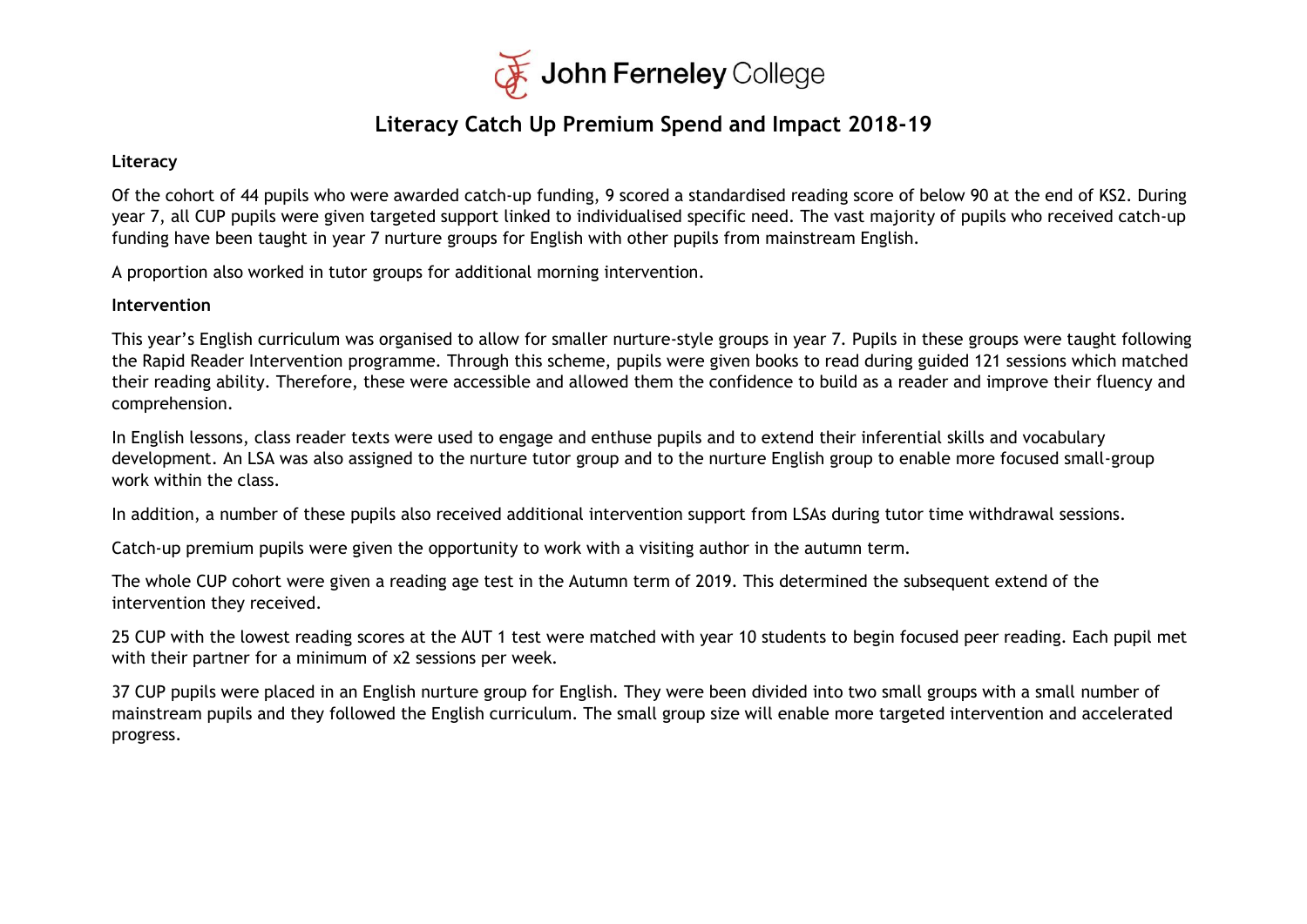John Ferneley College

# Literacy Catch Up Premium Spend and Impact 2018-19

**Literacy**

Of the cohort of 44 pupils who were awarded catch-up funding, 9 scored a standardised reading score of below 90 at the end of KS2. During year 7, all CUP pupils were given targeted support linked to individualised specific need. The vast majority of pupils who received catch-up funding have been taught in year 7 nurture groups for English with other pupils from mainstream English.

A proportion also worked in tutor groups for additional morning intervention.

**Intervention**

This year's English curriculum was organised to allow for smaller nurture-style groups in year 7. Pupils in these groups were taught following the Rapid Reader Intervention programme. Through this scheme, pupils were given books to read during guided 121 sessions which matched their reading ability. Therefore, these were accessible and allowed them the confidence to build as a reader and improve their fluency and comprehension.

In English lessons, class reader texts were used to engage and enthuse pupils and to extend their inferential skills and vocabulary development. An LSA was also assigned to the nurture tutor group and to the nurture English group to enable more focused small-group work within the class.

In addition, a number of these pupils also received additional intervention support from LSAs during tutor time withdrawal sessions.

Catch-up premium pupils were given the opportunity to work with a visiting author in the autumn term.

The whole CUP cohort were given a reading age test in the Autumn term of 2019. This determined the subsequent extend of the intervention they received.

25 CUP with the lowest reading scores at the AUT 1 test were matched with year 10 students to begin focused peer reading. Each pupil met with their partner for a minimum of x2 sessions per week.

37 CUP pupils were placed in an English nurture group for English. They were been divided into two small groups with a small number of mainstream pupils and they followed the English curriculum. The small group size will enable more targeted intervention and accelerated progress.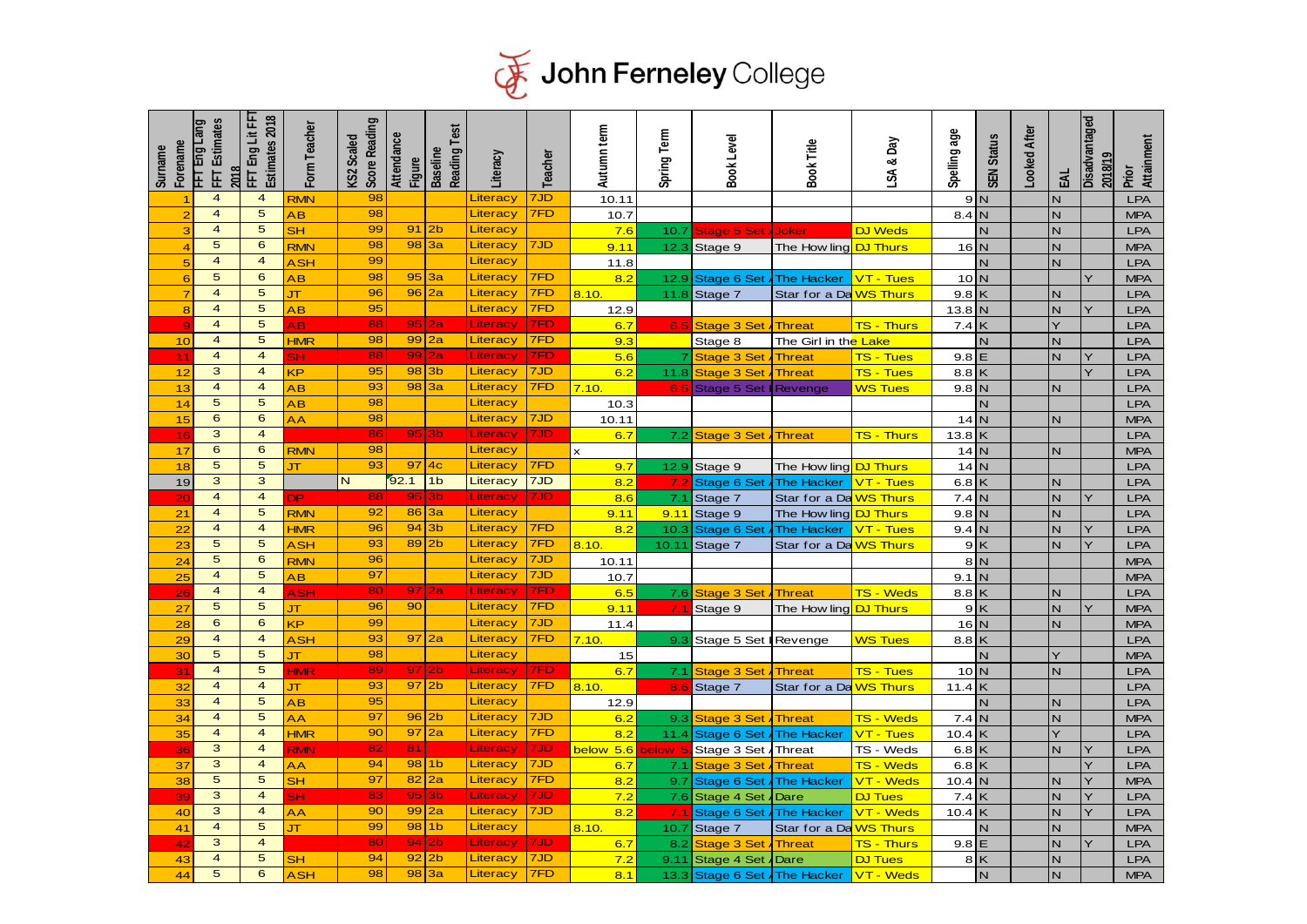# John Ferneley College

| Surname Forename | FFT Eng Lang FFT Estimates 2018 | FFT Eng Lit FFT Estimates 2018 | Form Teacher | KS2 Scaled Score Reading | Attendance Figure | Baseline Reading Test | Literacy | Teacher | Autumn term | Spring Term | Book Level | Book Title | LSA & Day | Spelling age | SEN Status | Looked After | EAL | Disadvantaged 2018/19 | Prior Attainment |
|---|---|---|---|---|---|---|---|---|---|---|---|---|---|---|---|---|---|---|---|
| 1 | 4 | 4 | RMN | 98 | | | Literacy | 7JD | 10.11 | | | | | 9 | N | | N | | LPA |
| 2 | 4 | 5 | AB | 98 | | | Literacy | 7FD | 10.7 | | | | | 8.4 | N | | N | | MPA |
| 3 | 4 | 5 | SH | 99 | 91 | 2b | Literacy | | 7.6 | 10.7 | Stage 5 Set | Joker | DJ Weds | | N | | N | | LPA |
| 4 | 5 | 6 | RMN | 98 | 98 | 3a | Literacy | 7JD | 9.11 | 12.3 | Stage 9 | The Howling | DJ Thurs | 16 | N | | N | | MPA |
| 5 | 4 | 4 | ASH | 99 | | | Literacy | | 11.8 | | | | | | N | | N | | LPA |
| 6 | 5 | 6 | AB | 98 | 95 | 3a | Literacy | 7FD | 8.2 | 12.9 | Stage 6 Set | The Hacker | VT - Tues | 10 | N | | | Y | MPA |
| 7 | 4 | 5 | JT | 96 | 96 | 2a | Literacy | 7FD | 8.10. | 11.8 | Stage 7 | Star for a Da | WS Thurs | 9.8 | K | | N | | LPA |
| 8 | 4 | 5 | AB | 95 | | | Literacy | 7FD | 12.9 | | | | | 13.8 | N | | N | Y | LPA |
| 9 | 4 | 5 | AB | 88 | 95 | 2a | Literacy | 7FD | 6.7 | 6.5 | Stage 3 Set | Threat | TS - Thurs | 7.4 | K | | Y | | LPA |
| 10 | 4 | 5 | HMR | 98 | 99 | 2a | Literacy | 7FD | 9.3 | | Stage 8 | The Girl in the Lake | | | N | | N | | LPA |
| 11 | 4 | 4 | SH | 88 | 99 | 2a | Literacy | 7FD | 5.6 | 7 | Stage 3 Set | Threat | TS - Tues | 9.8 | E | | N | Y | LPA |
| 12 | 3 | 4 | KP | 95 | 98 | 3b | Literacy | 7JD | 6.2 | 11.8 | Stage 3 Set | Threat | TS - Tues | 8.8 | K | | | Y | LPA |
| 13 | 4 | 4 | AB | 93 | 98 | 3a | Literacy | 7FD | 7.10. | 6.5 | Stage 5 Set | Revenge | WS Tues | 9.8 | N | | N | | LPA |
| 14 | 5 | 5 | AB | 98 | | | Literacy | | 10.3 | | | | | | N | | | | LPA |
| 15 | 6 | 6 | AA | 98 | | | Literacy | 7JD | 10.11 | | | | | 14 | N | | N | | MPA |
| 16 | 3 | 4 | | 86 | 95 | 3b | Literacy | 7JD | 6.7 | 7.2 | Stage 3 Set | Threat | TS - Thurs | 13.8 | K | | | | LPA |
| 17 | 6 | 6 | RMN | 98 | | | Literacy | | x | | | | | 14 | N | | N | | MPA |
| 18 | 5 | 5 | JT | 93 | 97 | 4c | Literacy | 7FD | 9.7 | 12.9 | Stage 9 | The Howling | DJ Thurs | 14 | N | | | | LPA |
| 19 | 3 | 3 | | N | 92.1 | 1b | Literacy | 7JD | 8.2 | 7.2 | Stage 6 Set | The Hacker | VT - Tues | 6.8 | K | | N | | LPA |
| 20 | 4 | 4 | DP | 88 | 95 | 3b | Literacy | 7JD | 8.6 | 7.1 | Stage 7 | Star for a Da | WS Thurs | 7.4 | N | | N | Y | LPA |
| 21 | 4 | 5 | RMN | 92 | 86 | 3a | Literacy | | 9.11 | 9.11 | Stage 9 | The Howling | DJ Thurs | 9.8 | N | | N | | LPA |
| 22 | 4 | 4 | HMR | 96 | 94 | 3b | Literacy | 7FD | 8.2 | 10.3 | Stage 6 Set | The Hacker | VT - Tues | 9.4 | N | | N | Y | LPA |
| 23 | 5 | 5 | ASH | 93 | 89 | 2b | Literacy | 7FD | 8.10. | 10.11 | Stage 7 | Star for a Da | WS Thurs | 9 | K | | N | Y | LPA |
| 24 | 5 | 6 | RMN | 96 | | | Literacy | 7JD | 10.11 | | | | | 8 | N | | | | MPA |
| 25 | 4 | 5 | AB | 97 | | | Literacy | 7JD | 10.7 | | | | | 9.1 | N | | | | MPA |
| 26 | 4 | 4 | ASH | 80 | 97 | 2a | Literacy | 7FD | 6.5 | 7.6 | Stage 3 Set | Threat | TS - Weds | 8.8 | K | | N | | LPA |
| 27 | 5 | 5 | JT | 96 | 90 | | Literacy | 7FD | 9.11 | 7.1 | Stage 9 | The Howling | DJ Thurs | 9 | K | | N | Y | MPA |
| 28 | 6 | 6 | KP | 99 | | | Literacy | 7JD | 11.4 | | | | | 16 | N | | N | | MPA |
| 29 | 4 | 4 | ASH | 93 | 97 | 2a | Literacy | 7FD | 7.10. | 9.3 | Stage 5 Set | Revenge | WS Tues | 8.8 | K | | | | LPA |
| 30 | 5 | 5 | JT | 98 | | | Literacy | | 15 | | | | | | N | | Y | | MPA |
| 31 | 4 | 5 | HMR | 89 | 97 | 2b | Literacy | 7FD | 6.7 | 7.1 | Stage 3 Set | Threat | TS - Tues | 10 | N | | N | | LPA |
| 32 | 4 | 4 | JT | 93 | 97 | 2b | Literacy | 7FD | 8.10. | 8.6 | Stage 7 | Star for a Da | WS Thurs | 11.4 | K | | | | LPA |
| 33 | 4 | 5 | AB | 95 | | | Literacy | | 12.9 | | | | | | N | | N | | LPA |
| 34 | 4 | 5 | AA | 97 | 96 | 2b | Literacy | 7JD | 6.2 | 9.3 | Stage 3 Set | Threat | TS - Weds | 7.4 | N | | N | | MPA |
| 35 | 4 | 4 | HMR | 90 | 97 | 2a | Literacy | 7FD | 8.2 | 11.4 | Stage 6 Set | The Hacker | VT - Tues | 10.4 | K | | Y | | LPA |
| 36 | 3 | 4 | RMN | 82 | 81 | | Literacy | 7JD | below 5.6 | below 5. | Stage 3 Set | Threat | TS - Weds | 6.8 | K | | N | Y | LPA |
| 37 | 3 | 4 | AA | 94 | 98 | 1b | Literacy | 7JD | 6.7 | 7.1 | Stage 3 Set | Threat | TS - Weds | 6.8 | K | | | Y | LPA |
| 38 | 5 | 5 | SH | 97 | 82 | 2a | Literacy | 7FD | 8.2 | 9.7 | Stage 6 Set | The Hacker | VT - Weds | 10.4 | N | | N | Y | MPA |
| 39 | 3 | 4 | SH | 83 | 95 | 3b | Literacy | 7JD | 7.2 | 7.6 | Stage 4 Set | Dare | DJ Tues | 7.4 | K | | N | Y | LPA |
| 40 | 3 | 4 | AA | 90 | 99 | 2a | Literacy | 7JD | 8.2 | 7.1 | Stage 6 Set | The Hacker | VT - Weds | 10.4 | K | | N | Y | LPA |
| 41 | 4 | 5 | JT | 99 | 98 | 1b | Literacy | | 8.10. | 10.7 | Stage 7 | Star for a Da | WS Thurs | | N | | N | | MPA |
| 42 | 3 | 4 | | 80 | 94 | 2b | Literacy | 7JD | 6.7 | 8.2 | Stage 3 Set | Threat | TS - Thurs | 9.8 | E | | N | Y | LPA |
| 43 | 4 | 5 | SH | 94 | 92 | 2b | Literacy | 7JD | 7.2 | 9.11 | Stage 4 Set | Dare | DJ Tues | 8 | K | | N | | LPA |
| 44 | 5 | 6 | ASH | 98 | 98 | 3a | Literacy | 7FD | 8.1 | 13.3 | Stage 6 Set | The Hacker | VT - Weds | | N | | N | | MPA |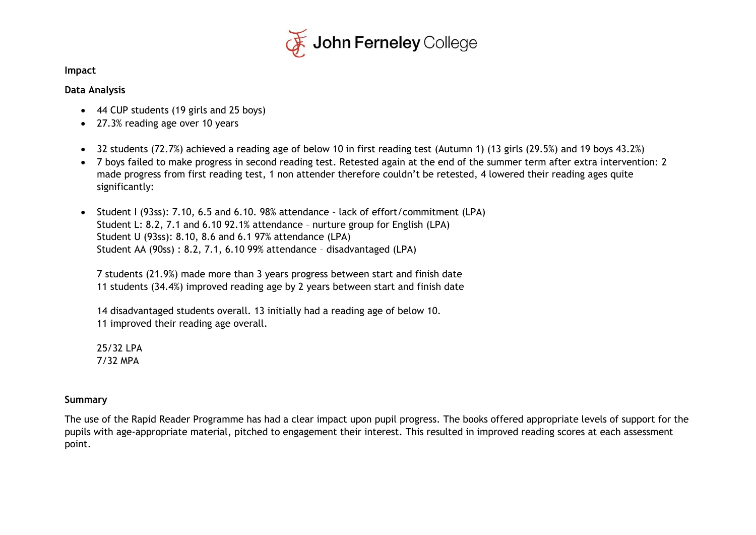**Impact**

**Data Analysis**

- 44 CUP students (19 girls and 25 boys)
- 27.3% reading age over 10 years

- 32 students (72.7%) achieved a reading age of below 10 in first reading test (Autumn 1) (13 girls (29.5%) and 19 boys 43.2%)
- 7 boys failed to make progress in second reading test. Retested again at the end of the summer term after extra intervention: 2 made progress from first reading test, 1 non attender therefore couldn't be retested, 4 lowered their reading ages quite significantly:

- Student I (93ss): 7.10, 6.5 and 6.10. 98% attendance – lack of effort/commitment (LPA)
  Student L: 8.2, 7.1 and 6.10 92.1% attendance – nurture group for English (LPA)
  Student U (93ss): 8.10, 8.6 and 6.1 97% attendance (LPA)
  Student AA (90ss) : 8.2, 7.1, 6.10 99% attendance – disadvantaged (LPA)

  7 students (21.9%) made more than 3 years progress between start and finish date
  11 students (34.4%) improved reading age by 2 years between start and finish date

  14 disadvantaged students overall. 13 initially had a reading age of below 10.
  11 improved their reading age overall.

  25/32 LPA
  7/32 MPA

**Summary**

The use of the Rapid Reader Programme has had a clear impact upon pupil progress. The books offered appropriate levels of support for the pupils with age-appropriate material, pitched to engagement their interest. This resulted in improved reading scores at each assessment point.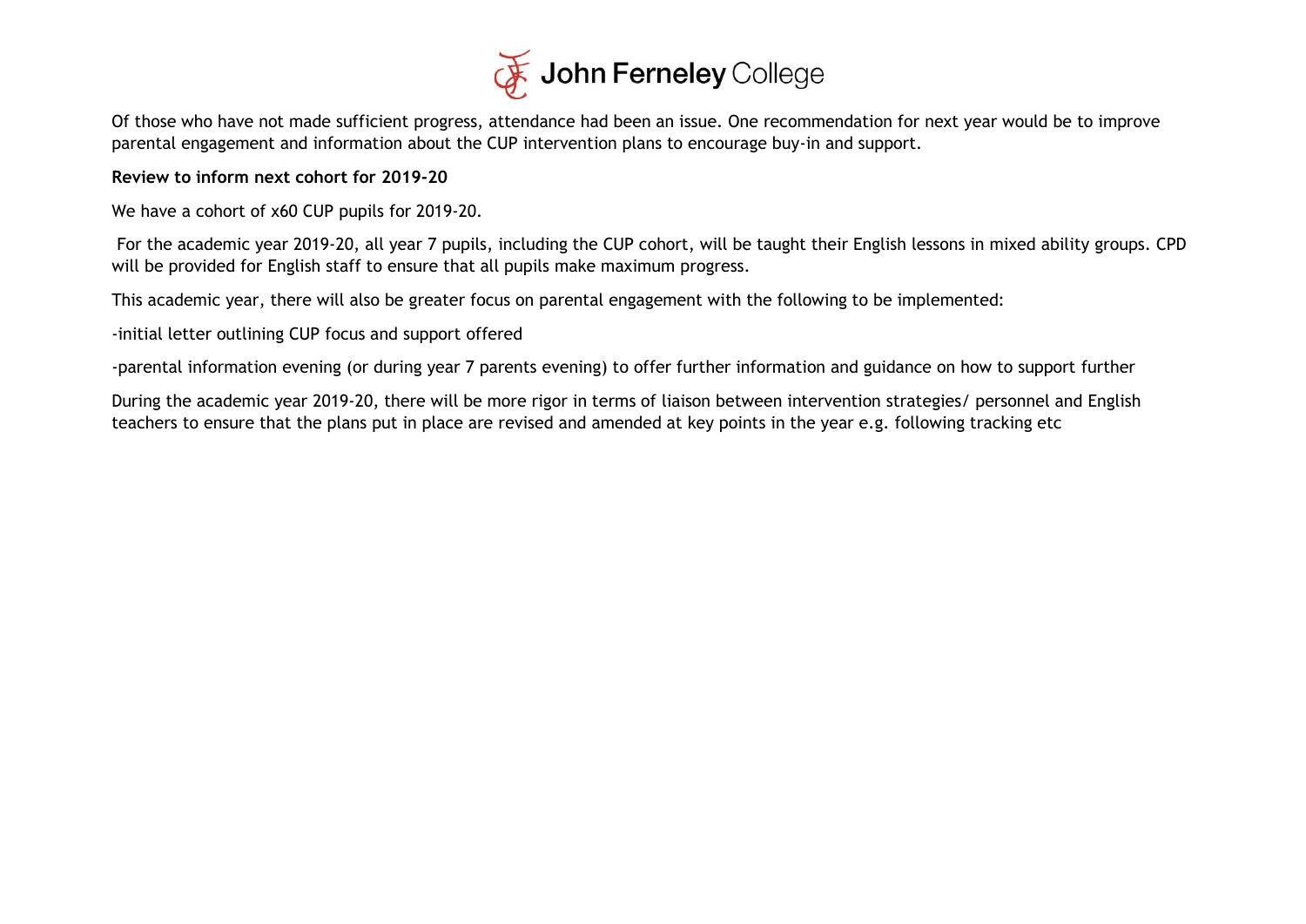Of those who have not made sufficient progress, attendance had been an issue. One recommendation for next year would be to improve parental engagement and information about the CUP intervention plans to encourage buy-in and support.

**Review to inform next cohort for 2019-20**

We have a cohort of x60 CUP pupils for 2019-20.

For the academic year 2019-20, all year 7 pupils, including the CUP cohort, will be taught their English lessons in mixed ability groups. CPD will be provided for English staff to ensure that all pupils make maximum progress.

This academic year, there will also be greater focus on parental engagement with the following to be implemented:

-initial letter outlining CUP focus and support offered

-parental information evening (or during year 7 parents evening) to offer further information and guidance on how to support further

During the academic year 2019-20, there will be more rigor in terms of liaison between intervention strategies/ personnel and English teachers to ensure that the plans put in place are revised and amended at key points in the year e.g. following tracking etc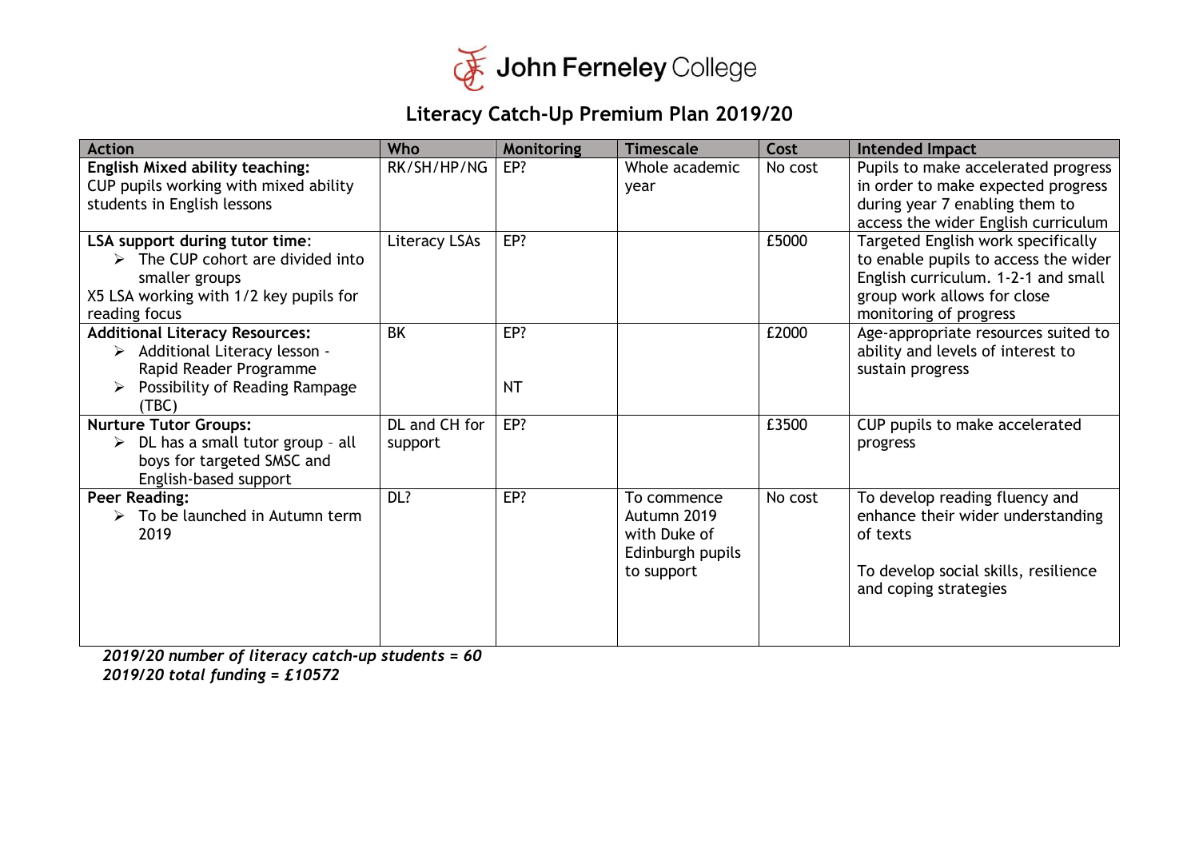John Ferneley College

# Literacy Catch-Up Premium Plan 2019/20

| Action | Who | Monitoring | Timescale | Cost | Intended Impact |
|---|---|---|---|---|---|
| **English Mixed ability teaching:** CUP pupils working with mixed ability students in English lessons | RK/SH/HP/NG | EP? | Whole academic year | No cost | Pupils to make accelerated progress in order to make expected progress during year 7 enabling them to access the wider English curriculum |
| **LSA support during tutor time:** <br>➢ The CUP cohort are divided into smaller groups <br>X5 LSA working with 1/2 key pupils for reading focus | Literacy LSAs | EP? | | £5000 | Targeted English work specifically to enable pupils to access the wider English curriculum. 1-2-1 and small group work allows for close monitoring of progress |
| **Additional Literacy Resources:** <br>➢ Additional Literacy lesson - Rapid Reader Programme <br>➢ Possibility of Reading Rampage (TBC) | BK | EP? <br><br>NT | | £2000 | Age-appropriate resources suited to ability and levels of interest to sustain progress |
| **Nurture Tutor Groups:** <br>➢ DL has a small tutor group - all boys for targeted SMSC and English-based support | DL and CH for support | EP? | | £3500 | CUP pupils to make accelerated progress |
| **Peer Reading:** <br>➢ To be launched in Autumn term 2019 | DL? | EP? | To commence Autumn 2019 with Duke of Edinburgh pupils to support | No cost | To develop reading fluency and enhance their wider understanding of texts <br><br>To develop social skills, resilience and coping strategies |

***2019/20 number of literacy catch-up students = 60***
***2019/20 total funding = £10572***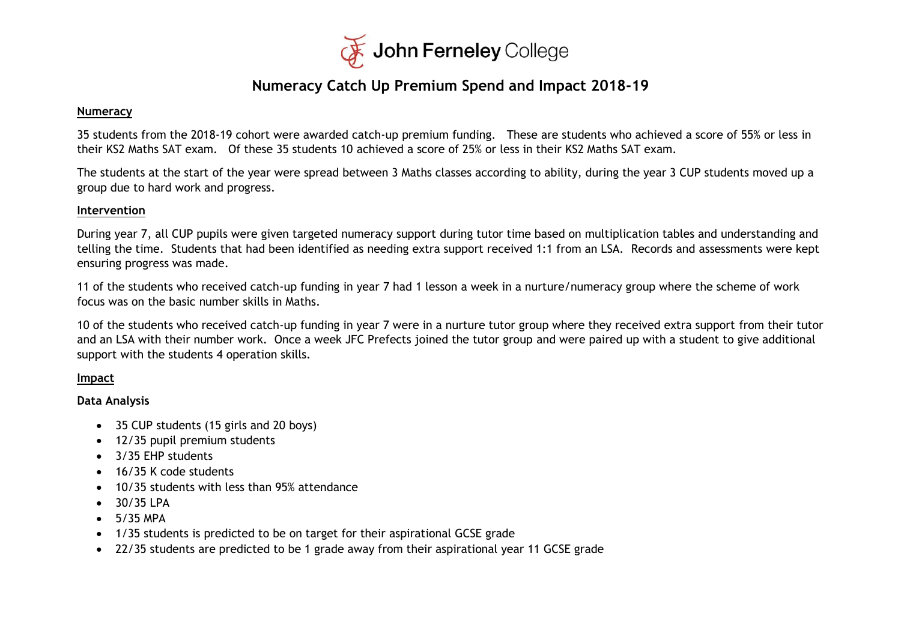John Ferneley College

# Numeracy Catch Up Premium Spend and Impact 2018-19

## Numeracy

35 students from the 2018-19 cohort were awarded catch-up premium funding. These are students who achieved a score of 55% or less in their KS2 Maths SAT exam. Of these 35 students 10 achieved a score of 25% or less in their KS2 Maths SAT exam.

The students at the start of the year were spread between 3 Maths classes according to ability, during the year 3 CUP students moved up a group due to hard work and progress.

## Intervention

During year 7, all CUP pupils were given targeted numeracy support during tutor time based on multiplication tables and understanding and telling the time. Students that had been identified as needing extra support received 1:1 from an LSA. Records and assessments were kept ensuring progress was made.

11 of the students who received catch-up funding in year 7 had 1 lesson a week in a nurture/numeracy group where the scheme of work focus was on the basic number skills in Maths.

10 of the students who received catch-up funding in year 7 were in a nurture tutor group where they received extra support from their tutor and an LSA with their number work. Once a week JFC Prefects joined the tutor group and were paired up with a student to give additional support with the students 4 operation skills.

## Impact

### Data Analysis

- 35 CUP students (15 girls and 20 boys)
- 12/35 pupil premium students
- 3/35 EHP students
- 16/35 K code students
- 10/35 students with less than 95% attendance
- 30/35 LPA
- 5/35 MPA
- 1/35 students is predicted to be on target for their aspirational GCSE grade
- 22/35 students are predicted to be 1 grade away from their aspirational year 11 GCSE grade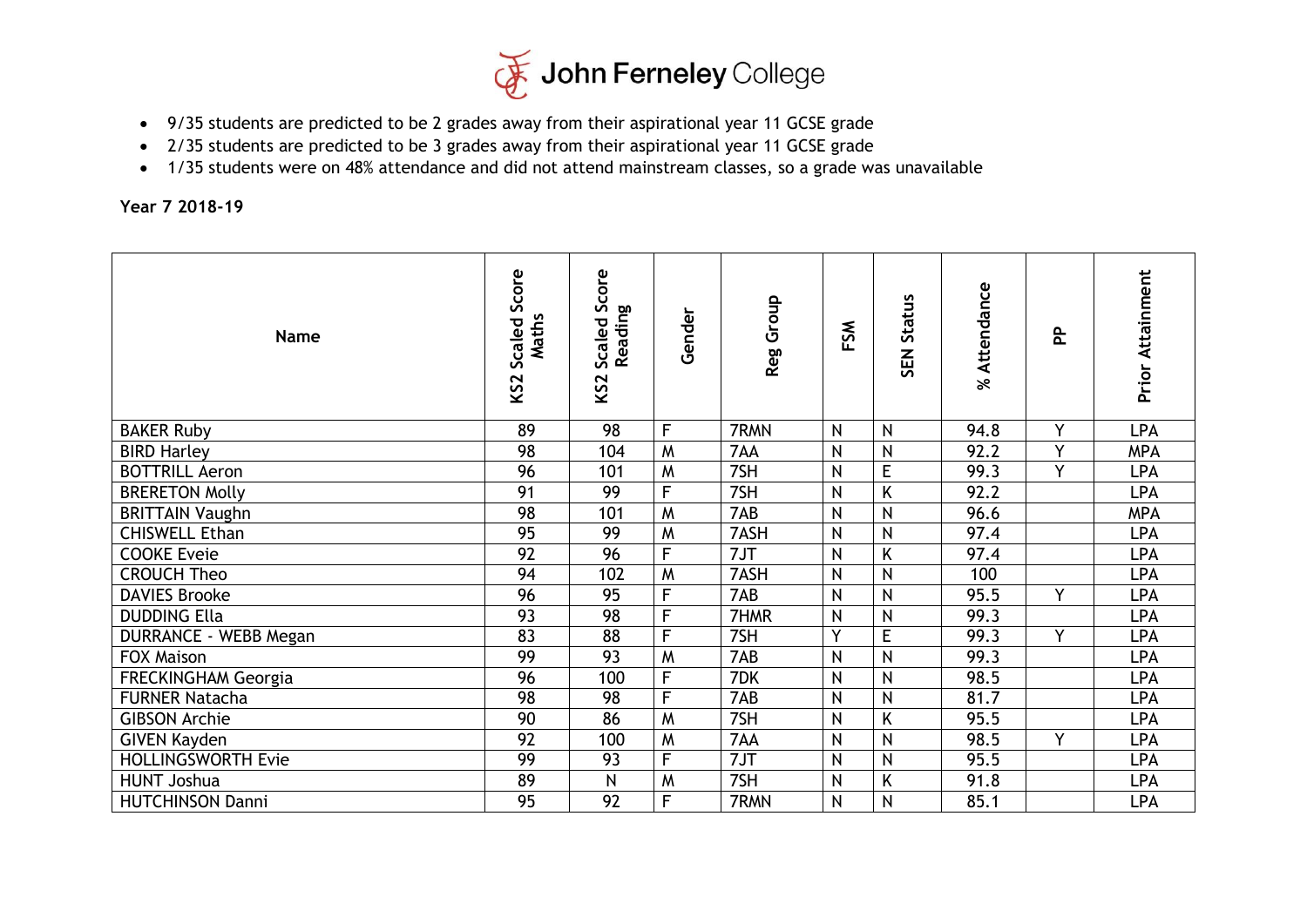- 9/35 students are predicted to be 2 grades away from their aspirational year 11 GCSE grade
- 2/35 students are predicted to be 3 grades away from their aspirational year 11 GCSE grade
- 1/35 students were on 48% attendance and did not attend mainstream classes, so a grade was unavailable

**Year 7 2018-19**

| Name | KS2 Scaled Score Maths | KS2 Scaled Score Reading | Gender | Reg Group | FSM | SEN Status | % Attendance | PP | Prior Attainment |
|---|---|---|---|---|---|---|---|---|---|
| BAKER Ruby | 89 | 98 | F | 7RMN | N | N | 94.8 | Y | LPA |
| BIRD Harley | 98 | 104 | M | 7AA | N | N | 92.2 | Y | MPA |
| BOTTRILL Aeron | 96 | 101 | M | 7SH | N | E | 99.3 | Y | LPA |
| BRERETON Molly | 91 | 99 | F | 7SH | N | K | 92.2 | | LPA |
| BRITTAIN Vaughn | 98 | 101 | M | 7AB | N | N | 96.6 | | MPA |
| CHISWELL Ethan | 95 | 99 | M | 7ASH | N | N | 97.4 | | LPA |
| COOKE Eveie | 92 | 96 | F | 7JT | N | K | 97.4 | | LPA |
| CROUCH Theo | 94 | 102 | M | 7ASH | N | N | 100 | | LPA |
| DAVIES Brooke | 96 | 95 | F | 7AB | N | N | 95.5 | Y | LPA |
| DUDDING Ella | 93 | 98 | F | 7HMR | N | N | 99.3 | | LPA |
| DURRANCE - WEBB Megan | 83 | 88 | F | 7SH | Y | E | 99.3 | Y | LPA |
| FOX Maison | 99 | 93 | M | 7AB | N | N | 99.3 | | LPA |
| FRECKINGHAM Georgia | 96 | 100 | F | 7DK | N | N | 98.5 | | LPA |
| FURNER Natacha | 98 | 98 | F | 7AB | N | N | 81.7 | | LPA |
| GIBSON Archie | 90 | 86 | M | 7SH | N | K | 95.5 | | LPA |
| GIVEN Kayden | 92 | 100 | M | 7AA | N | N | 98.5 | Y | LPA |
| HOLLINGSWORTH Evie | 99 | 93 | F | 7JT | N | N | 95.5 | | LPA |
| HUNT Joshua | 89 | N | M | 7SH | N | K | 91.8 | | LPA |
| HUTCHINSON Danni | 95 | 92 | F | 7RMN | N | N | 85.1 | | LPA |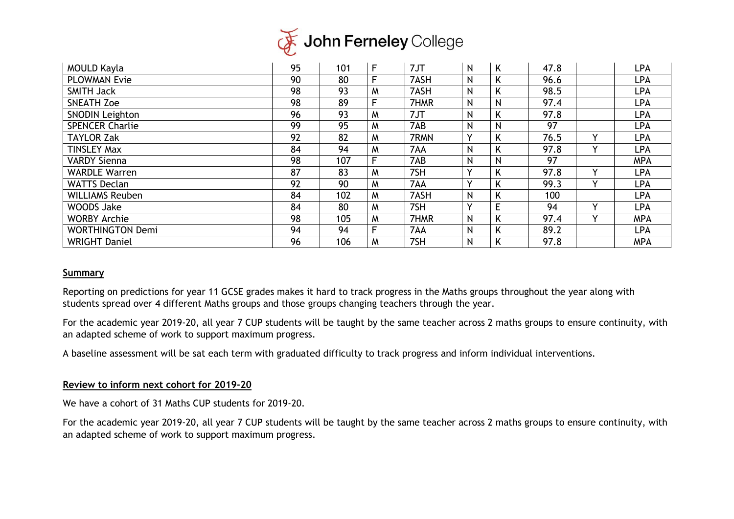| | | | | | | | | | |
|---|---|---|---|---|---|---|---|---|---|
| MOULD Kayla | 95 | 101 | F | 7JT | N | K | 47.8 | | LPA |
| PLOWMAN Evie | 90 | 80 | F | 7ASH | N | K | 96.6 | | LPA |
| SMITH Jack | 98 | 93 | M | 7ASH | N | K | 98.5 | | LPA |
| SNEATH Zoe | 98 | 89 | F | 7HMR | N | N | 97.4 | | LPA |
| SNODIN Leighton | 96 | 93 | M | 7JT | N | K | 97.8 | | LPA |
| SPENCER Charlie | 99 | 95 | M | 7AB | N | N | 97 | | LPA |
| TAYLOR Zak | 92 | 82 | M | 7RMN | Y | K | 76.5 | Y | LPA |
| TINSLEY Max | 84 | 94 | M | 7AA | N | K | 97.8 | Y | LPA |
| VARDY Sienna | 98 | 107 | F | 7AB | N | N | 97 | | MPA |
| WARDLE Warren | 87 | 83 | M | 7SH | Y | K | 97.8 | Y | LPA |
| WATTS Declan | 92 | 90 | M | 7AA | Y | K | 99.3 | Y | LPA |
| WILLIAMS Reuben | 84 | 102 | M | 7ASH | N | K | 100 | | LPA |
| WOODS Jake | 84 | 80 | M | 7SH | Y | E | 94 | Y | LPA |
| WORBY Archie | 98 | 105 | M | 7HMR | N | K | 97.4 | Y | MPA |
| WORTHINGTON Demi | 94 | 94 | F | 7AA | N | K | 89.2 | | LPA |
| WRIGHT Daniel | 96 | 106 | M | 7SH | N | K | 97.8 | | MPA |

**Summary**

Reporting on predictions for year 11 GCSE grades makes it hard to track progress in the Maths groups throughout the year along with students spread over 4 different Maths groups and those groups changing teachers through the year.

For the academic year 2019-20, all year 7 CUP students will be taught by the same teacher across 2 maths groups to ensure continuity, with an adapted scheme of work to support maximum progress.

A baseline assessment will be sat each term with graduated difficulty to track progress and inform individual interventions.

**Review to inform next cohort for 2019-20**

We have a cohort of 31 Maths CUP students for 2019-20.

For the academic year 2019-20, all year 7 CUP students will be taught by the same teacher across 2 maths groups to ensure continuity, with an adapted scheme of work to support maximum progress.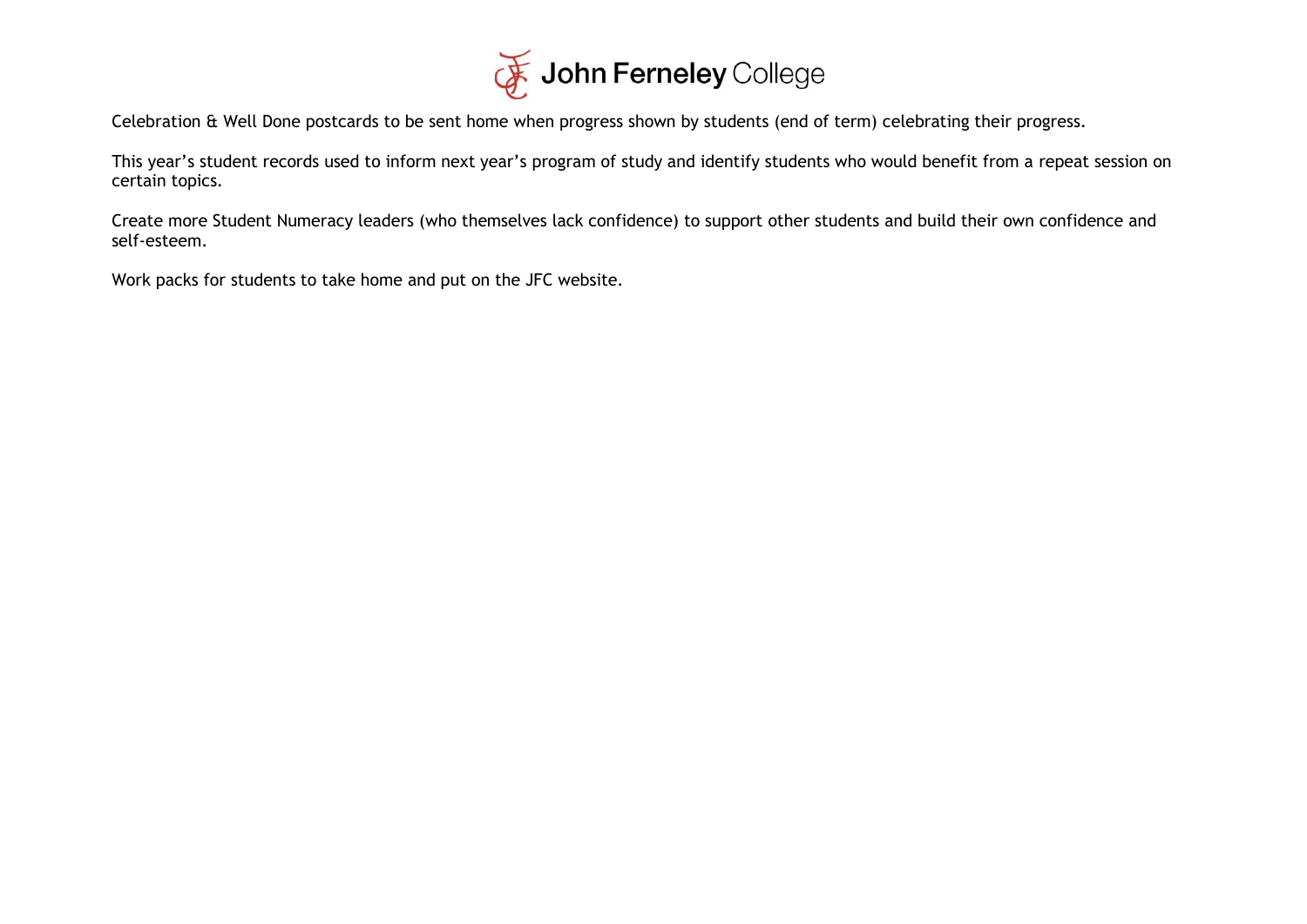Celebration & Well Done postcards to be sent home when progress shown by students (end of term) celebrating their progress.

This year's student records used to inform next year's program of study and identify students who would benefit from a repeat session on certain topics.

Create more Student Numeracy leaders (who themselves lack confidence) to support other students and build their own confidence and self-esteem.

Work packs for students to take home and put on the JFC website.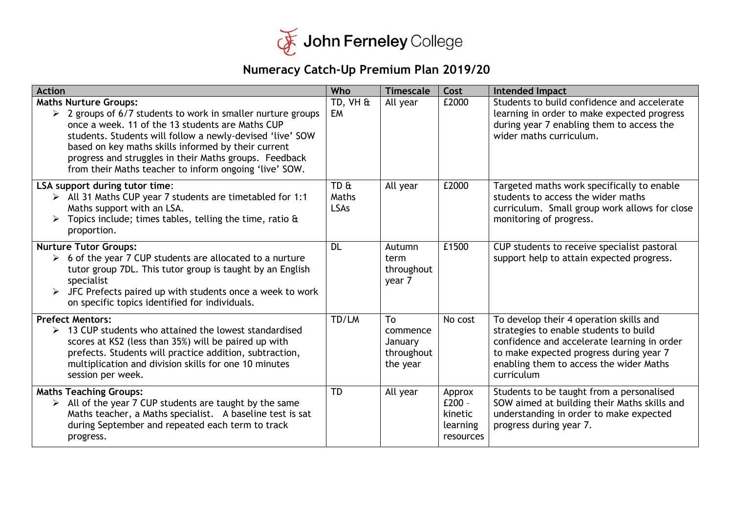John Ferneley College

# Numeracy Catch-Up Premium Plan 2019/20

| Action | Who | Timescale | Cost | Intended Impact |
|---|---|---|---|---|
| **Maths Nurture Groups:**<br>➢ 2 groups of 6/7 students to work in smaller nurture groups once a week. 11 of the 13 students are Maths CUP students. Students will follow a newly-devised 'live' SOW based on key maths skills informed by their current progress and struggles in their Maths groups. Feedback from their Maths teacher to inform ongoing 'live' SOW. | TD, VH & EM | All year | £2000 | Students to build confidence and accelerate learning in order to make expected progress during year 7 enabling them to access the wider maths curriculum. |
| **LSA support during tutor time**:<br>➢ All 31 Maths CUP year 7 students are timetabled for 1:1 Maths support with an LSA.<br>➢ Topics include; times tables, telling the time, ratio & proportion. | TD & Maths LSAs | All year | £2000 | Targeted maths work specifically to enable students to access the wider maths curriculum. Small group work allows for close monitoring of progress. |
| **Nurture Tutor Groups:**<br>➢ 6 of the year 7 CUP students are allocated to a nurture tutor group 7DL. This tutor group is taught by an English specialist<br>➢ JFC Prefects paired up with students once a week to work on specific topics identified for individuals. | DL | Autumn term throughout year 7 | £1500 | CUP students to receive specialist pastoral support help to attain expected progress. |
| **Prefect Mentors:**<br>➢ 13 CUP students who attained the lowest standardised scores at KS2 (less than 35%) will be paired up with prefects. Students will practice addition, subtraction, multiplication and division skills for one 10 minutes session per week. | TD/LM | To commence January throughout the year | No cost | To develop their 4 operation skills and strategies to enable students to build confidence and accelerate learning in order to make expected progress during year 7 enabling them to access the wider Maths curriculum |
| **Maths Teaching Groups:**<br>➢ All of the year 7 CUP students are taught by the same Maths teacher, a Maths specialist. A baseline test is sat during September and repeated each term to track progress. | TD | All year | Approx £200 - kinetic learning resources | Students to be taught from a personalised SOW aimed at building their Maths skills and understanding in order to make expected progress during year 7. |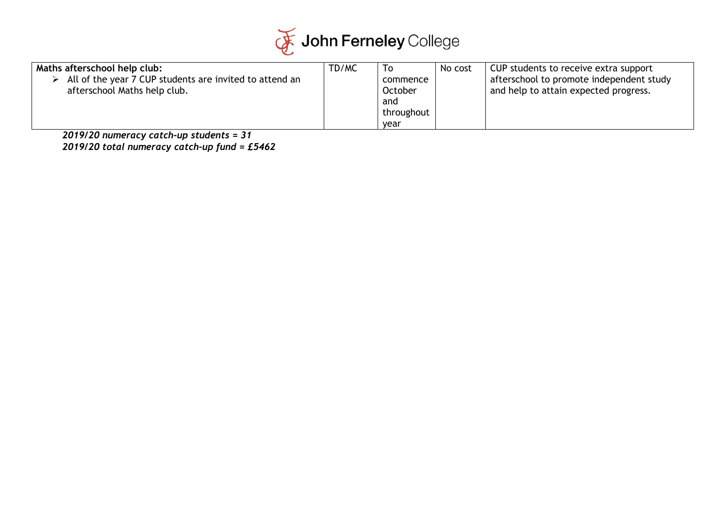| | | | | |
|---|---|---|---|---|
| **Maths afterschool help club:**<br>➢ All of the year 7 CUP students are invited to attend an afterschool Maths help club. | TD/MC | To commence October and throughout year | No cost | CUP students to receive extra support afterschool to promote independent study and help to attain expected progress. |

***2019/20 numeracy catch-up students = 31***

***2019/20 total numeracy catch-up fund = £5462***